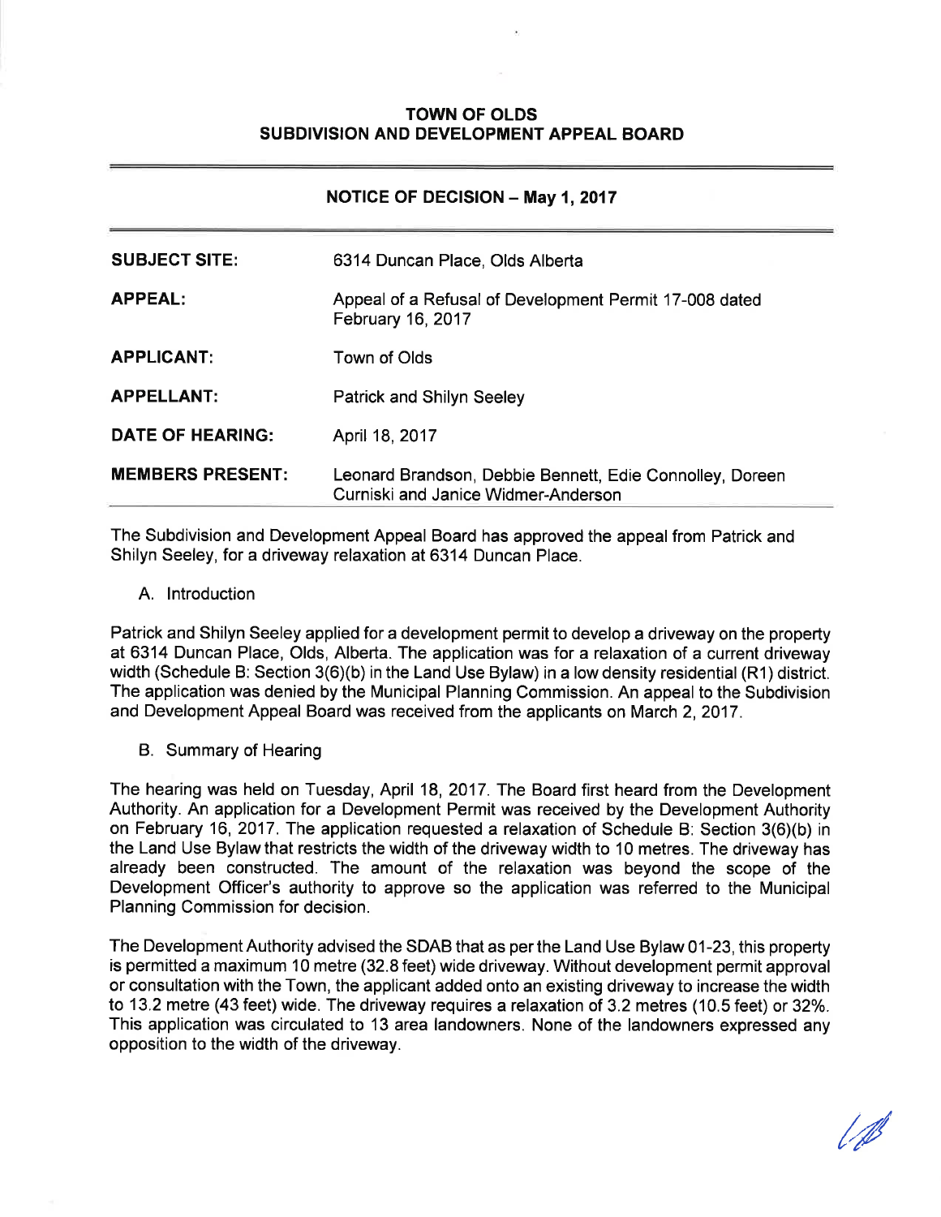# TOWN OF OLDS
## SUBDIVISION AND DEVELOPMENT APPEAL BOARD

### NOTICE OF DECISION – May 1, 2017

| | |
|---|---|
| **SUBJECT SITE:** | 6314 Duncan Place, Olds Alberta |
| **APPEAL:** | Appeal of a Refusal of Development Permit 17-008 dated February 16, 2017 |
| **APPLICANT:** | Town of Olds |
| **APPELLANT:** | Patrick and Shilyn Seeley |
| **DATE OF HEARING:** | April 18, 2017 |
| **MEMBERS PRESENT:** | Leonard Brandson, Debbie Bennett, Edie Connolley, Doreen Curniski and Janice Widmer-Anderson |

The Subdivision and Development Appeal Board has approved the appeal from Patrick and Shilyn Seeley, for a driveway relaxation at 6314 Duncan Place.

A. Introduction

Patrick and Shilyn Seeley applied for a development permit to develop a driveway on the property at 6314 Duncan Place, Olds, Alberta. The application was for a relaxation of a current driveway width (Schedule B: Section 3(6)(b) in the Land Use Bylaw) in a low density residential (R1) district. The application was denied by the Municipal Planning Commission. An appeal to the Subdivision and Development Appeal Board was received from the applicants on March 2, 2017.

B. Summary of Hearing

The hearing was held on Tuesday, April 18, 2017. The Board first heard from the Development Authority. An application for a Development Permit was received by the Development Authority on February 16, 2017. The application requested a relaxation of Schedule B: Section 3(6)(b) in the Land Use Bylaw that restricts the width of the driveway width to 10 metres. The driveway has already been constructed. The amount of the relaxation was beyond the scope of the Development Officer's authority to approve so the application was referred to the Municipal Planning Commission for decision.

The Development Authority advised the SDAB that as per the Land Use Bylaw 01-23, this property is permitted a maximum 10 metre (32.8 feet) wide driveway. Without development permit approval or consultation with the Town, the applicant added onto an existing driveway to increase the width to 13.2 metre (43 feet) wide. The driveway requires a relaxation of 3.2 metres (10.5 feet) or 32%. This application was circulated to 13 area landowners. None of the landowners expressed any opposition to the width of the driveway.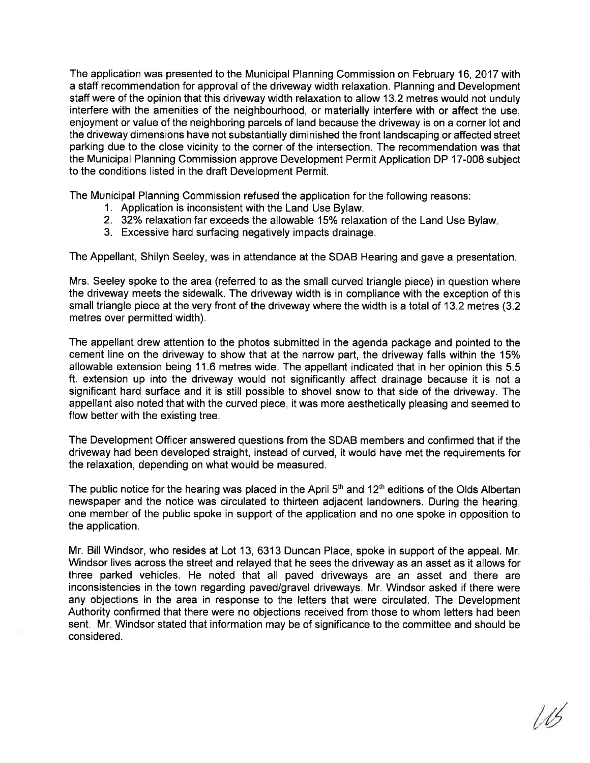The application was presented to the Municipal Planning Commission on February 16, 2017 with a staff recommendation for approval of the driveway width relaxation. Planning and Development staff were of the opinion that this driveway width relaxation to allow 13.2 metres would not unduly interfere with the amenities of the neighbourhood, or materially interfere with or affect the use, enjoyment or value of the neighboring parcels of land because the driveway is on a corner lot and the driveway dimensions have not substantially diminished the front landscaping or affected street parking due to the close vicinity to the corner of the intersection. The recommendation was that the Municipal Planning Commission approve Development Permit Application DP 17-008 subject to the conditions listed in the draft Development Permit.

The Municipal Planning Commission refused the application for the following reasons:

1. Application is inconsistent with the Land Use Bylaw.
2. 32% relaxation far exceeds the allowable 15% relaxation of the Land Use Bylaw.
3. Excessive hard surfacing negatively impacts drainage.

The Appellant, Shilyn Seeley, was in attendance at the SDAB Hearing and gave a presentation.

Mrs. Seeley spoke to the area (referred to as the small curved triangle piece) in question where the driveway meets the sidewalk. The driveway width is in compliance with the exception of this small triangle piece at the very front of the driveway where the width is a total of 13.2 metres (3.2 metres over permitted width).

The appellant drew attention to the photos submitted in the agenda package and pointed to the cement line on the driveway to show that at the narrow part, the driveway falls within the 15% allowable extension being 11.6 metres wide. The appellant indicated that in her opinion this 5.5 ft. extension up into the driveway would not significantly affect drainage because it is not a significant hard surface and it is still possible to shovel snow to that side of the driveway. The appellant also noted that with the curved piece, it was more aesthetically pleasing and seemed to flow better with the existing tree.

The Development Officer answered questions from the SDAB members and confirmed that if the driveway had been developed straight, instead of curved, it would have met the requirements for the relaxation, depending on what would be measured.

The public notice for the hearing was placed in the April 5th and 12th editions of the Olds Albertan newspaper and the notice was circulated to thirteen adjacent landowners. During the hearing, one member of the public spoke in support of the application and no one spoke in opposition to the application.

Mr. Bill Windsor, who resides at Lot 13, 6313 Duncan Place, spoke in support of the appeal. Mr. Windsor lives across the street and relayed that he sees the driveway as an asset as it allows for three parked vehicles. He noted that all paved driveways are an asset and there are inconsistencies in the town regarding paved/gravel driveways. Mr. Windsor asked if there were any objections in the area in response to the letters that were circulated. The Development Authority confirmed that there were no objections received from those to whom letters had been sent. Mr. Windsor stated that information may be of significance to the committee and should be considered.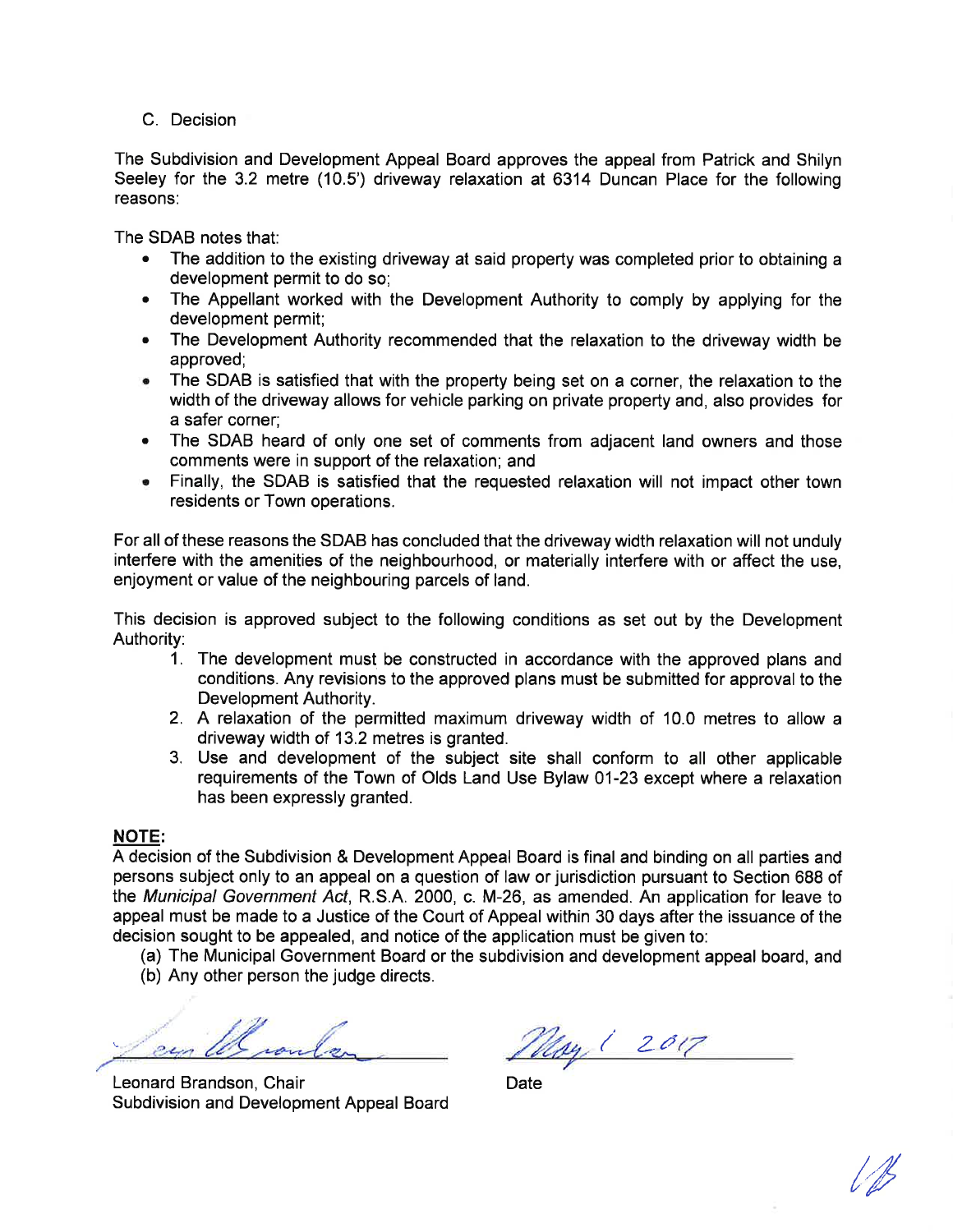C. Decision

The Subdivision and Development Appeal Board approves the appeal from Patrick and Shilyn Seeley for the 3.2 metre (10.5') driveway relaxation at 6314 Duncan Place for the following reasons:

The SDAB notes that:

- The addition to the existing driveway at said property was completed prior to obtaining a development permit to do so;
- The Appellant worked with the Development Authority to comply by applying for the development permit;
- The Development Authority recommended that the relaxation to the driveway width be approved;
- The SDAB is satisfied that with the property being set on a corner, the relaxation to the width of the driveway allows for vehicle parking on private property and, also provides for a safer corner;
- The SDAB heard of only one set of comments from adjacent land owners and those comments were in support of the relaxation; and
- Finally, the SDAB is satisfied that the requested relaxation will not impact other town residents or Town operations.

For all of these reasons the SDAB has concluded that the driveway width relaxation will not unduly interfere with the amenities of the neighbourhood, or materially interfere with or affect the use, enjoyment or value of the neighbouring parcels of land.

This decision is approved subject to the following conditions as set out by the Development Authority:

1. The development must be constructed in accordance with the approved plans and conditions. Any revisions to the approved plans must be submitted for approval to the Development Authority.
2. A relaxation of the permitted maximum driveway width of 10.0 metres to allow a driveway width of 13.2 metres is granted.
3. Use and development of the subject site shall conform to all other applicable requirements of the Town of Olds Land Use Bylaw 01-23 except where a relaxation has been expressly granted.

**NOTE:**
A decision of the Subdivision & Development Appeal Board is final and binding on all parties and persons subject only to an appeal on a question of law or jurisdiction pursuant to Section 688 of the *Municipal Government Act*, R.S.A. 2000, c. M-26, as amended. An application for leave to appeal must be made to a Justice of the Court of Appeal within 30 days after the issuance of the decision sought to be appealed, and notice of the application must be given to:

(a) The Municipal Government Board or the subdivision and development appeal board, and
(b) Any other person the judge directs.

Leonard Brandson, Chair
Subdivision and Development Appeal Board

May 1 2017
Date